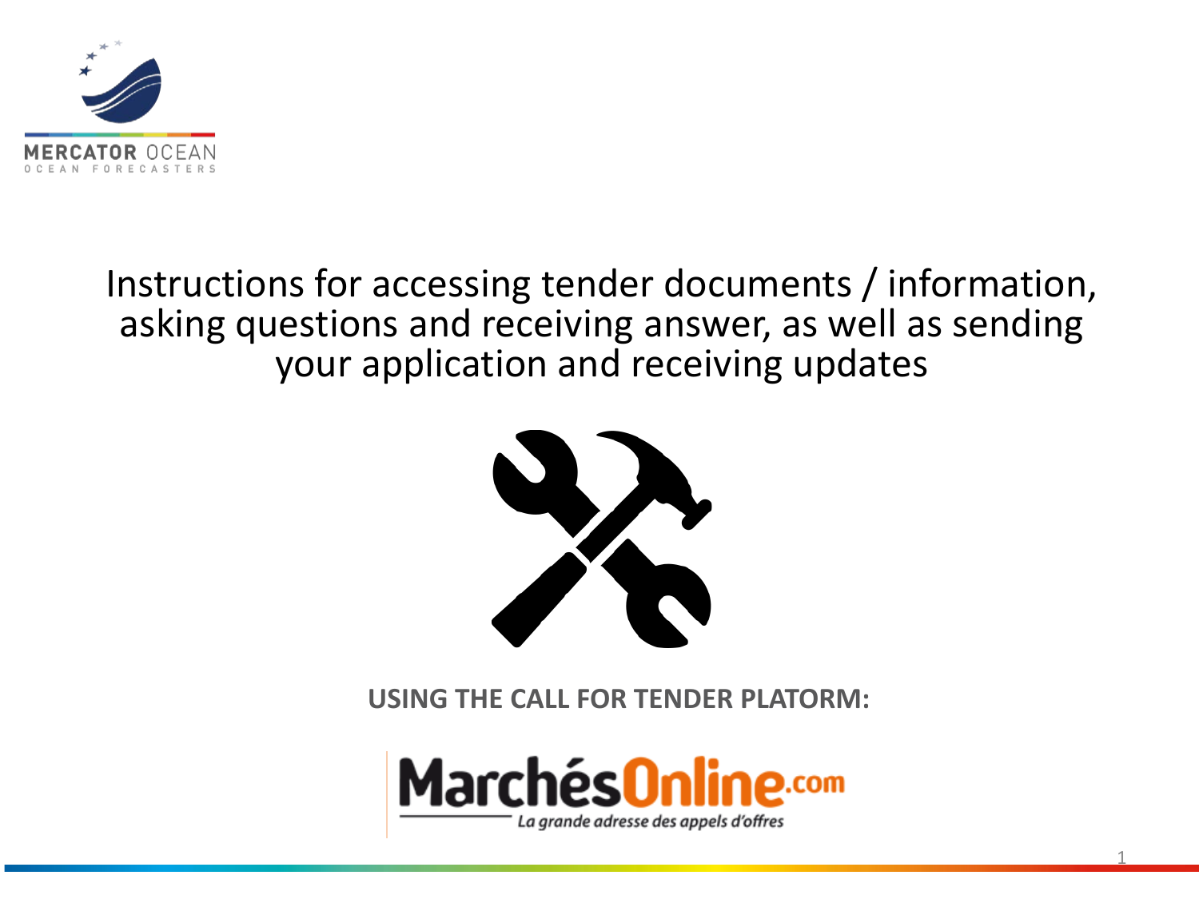MERCATOR OCEAN
OCEAN FORECASTERS

# Instructions for accessing tender documents / information, asking questions and receiving answer, as well as sending your application and receiving updates

**USING THE CALL FOR TENDER PLATORM:**

MarchésOnline.com
*La grande adresse des appels d'offres*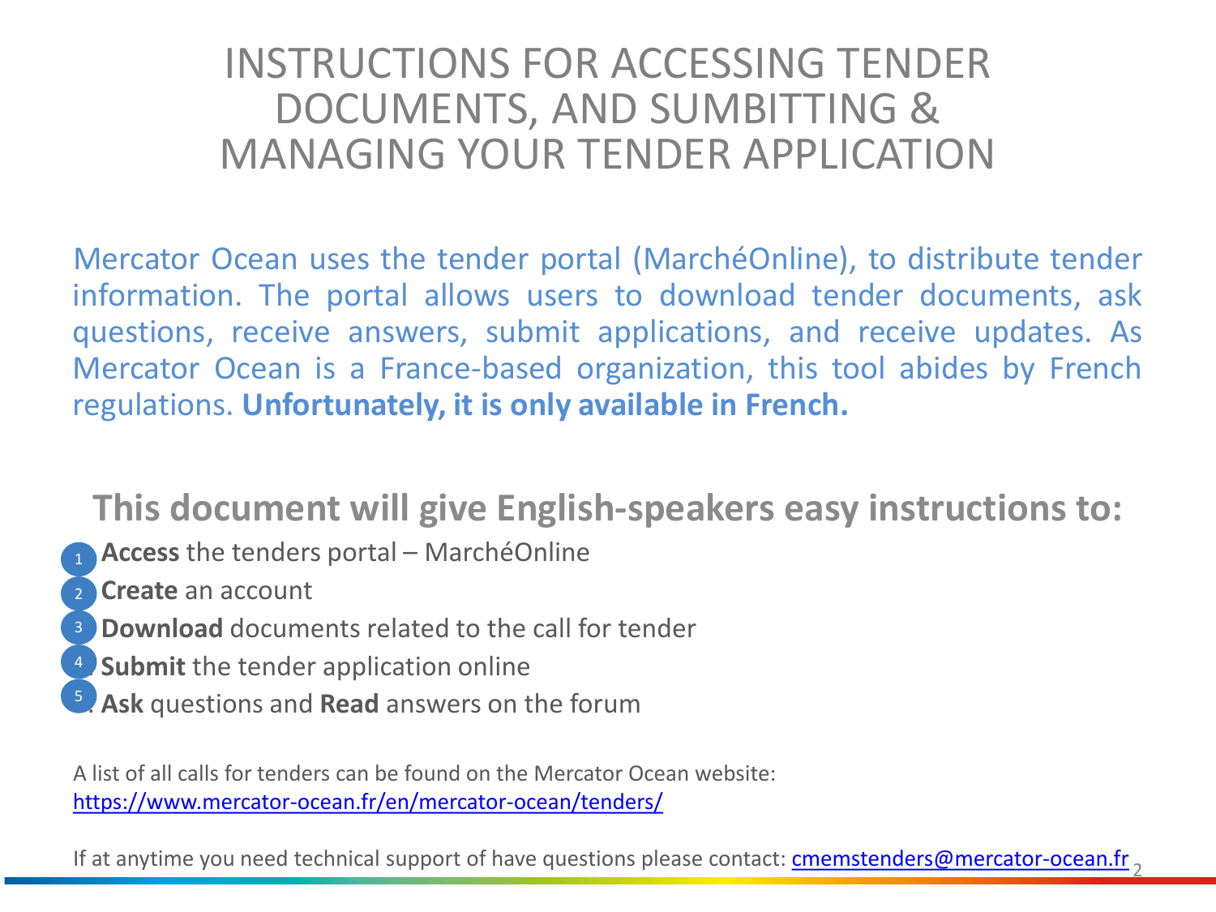# INSTRUCTIONS FOR ACCESSING TENDER DOCUMENTS, AND SUMBITTING & MANAGING YOUR TENDER APPLICATION

Mercator Ocean uses the tender portal (MarchéOnline), to distribute tender information. The portal allows users to download tender documents, ask questions, receive answers, submit applications, and receive updates. As Mercator Ocean is a France-based organization, this tool abides by French regulations. **Unfortunately, it is only available in French.**

## This document will give English-speakers easy instructions to:

1. **Access** the tenders portal – MarchéOnline
2. **Create** an account
3. **Download** documents related to the call for tender
4. **Submit** the tender application online
5. **Ask** questions and **Read** answers on the forum

A list of all calls for tenders can be found on the Mercator Ocean website:
https://www.mercator-ocean.fr/en/mercator-ocean/tenders/

If at anytime you need technical support of have questions please contact: cmemstenders@mercator-ocean.fr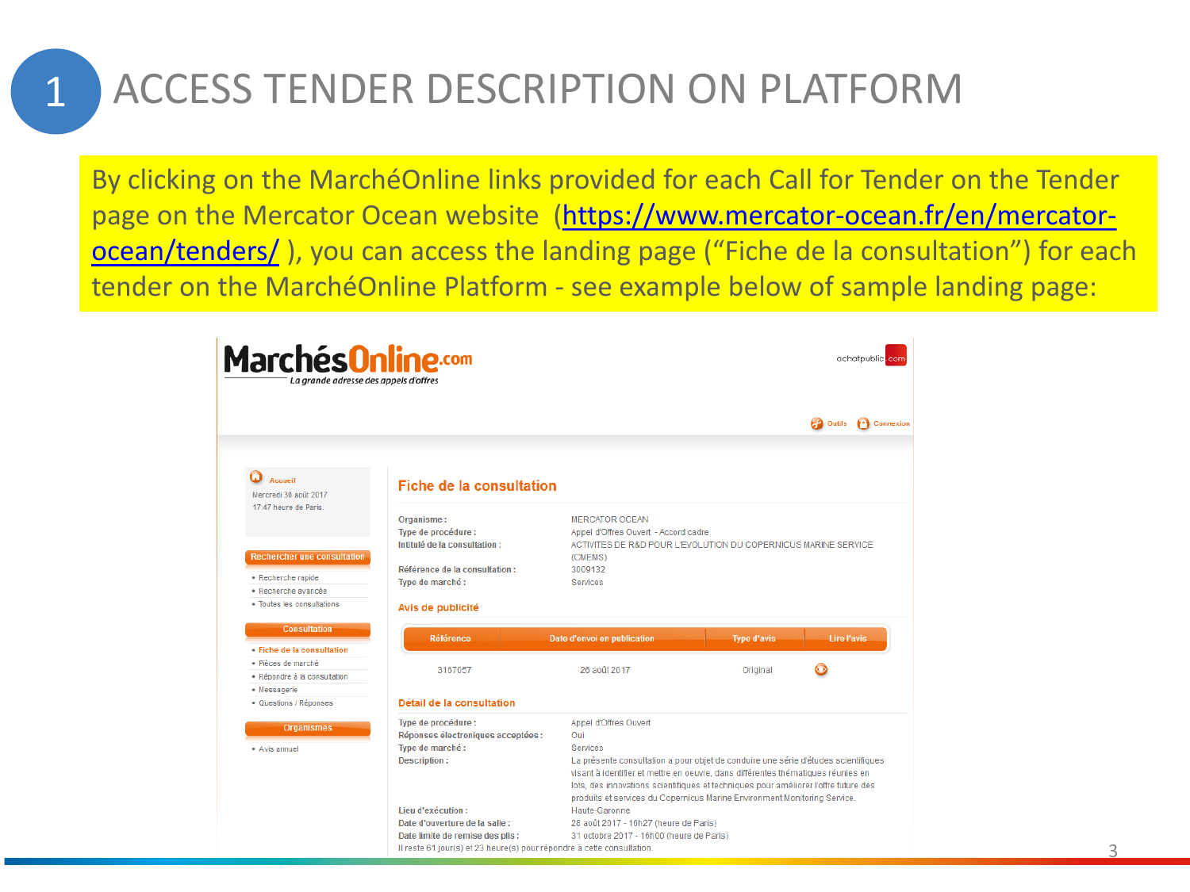# 1 ACCESS TENDER DESCRIPTION ON PLATFORM

By clicking on the MarchéOnline links provided for each Call for Tender on the Tender page on the Mercator Ocean website (https://www.mercator-ocean.fr/en/mercator-ocean/tenders/ ), you can access the landing page ("Fiche de la consultation") for each tender on the MarchéOnline Platform - see example below of sample landing page:

MarchésOnline.com
*La grande adresse des appels d'offres*

achatpublic.com

Outils Connexion

Accueil
Mercredi 30 août 2017
17:47 heure de Paris.

**Rechercher une consultation**
- Recherche rapide
- Recherche avancée
- Toutes les consultations

**Consultation**
- Fiche de la consultation
- Pièces de marché
- Répondre à la consultation
- Messagerie
- Questions / Réponses

**Organismes**
- Avis annuel

## Fiche de la consultation

**Organisme :** MERCATOR OCEAN
**Type de procédure :** Appel d'Offres Ouvert - Accord cadre
**Intitulé de la consultation :** ACTIVITES DE R&D POUR L'EVOLUTION DU COPERNICUS MARINE SERVICE (CMEMS)
**Référence de la consultation :** 3009132
**Type de marché :** Services

### Avis de publicité

| Référence | Date d'envoi en publication | Type d'avis | Lire l'avis |
|---|---|---|---|
| 3167057 | 26 août 2017 | Original | |

### Détail de la consultation

**Type de procédure :** Appel d'Offres Ouvert
**Réponses électroniques acceptées :** Oui
**Type de marché :** Services
**Description :** La présente consultation a pour objet de conduire une série d'études scientifiques visant à identifier et mettre en oeuvre, dans différentes thématiques réunies en lots, des innovations scientifiques et techniques pour améliorer l'offre future des produits et services du Copernicus Marine Environment Monitoring Service.
**Lieu d'exécution :** Haute-Garonne
**Date d'ouverture de la salle :** 28 août 2017 - 16h27 (heure de Paris)
**Date limite de remise des plis :** 31 octobre 2017 - 16h00 (heure de Paris)
Il reste 61 jour(s) et 23 heure(s) pour répondre à cette consultation.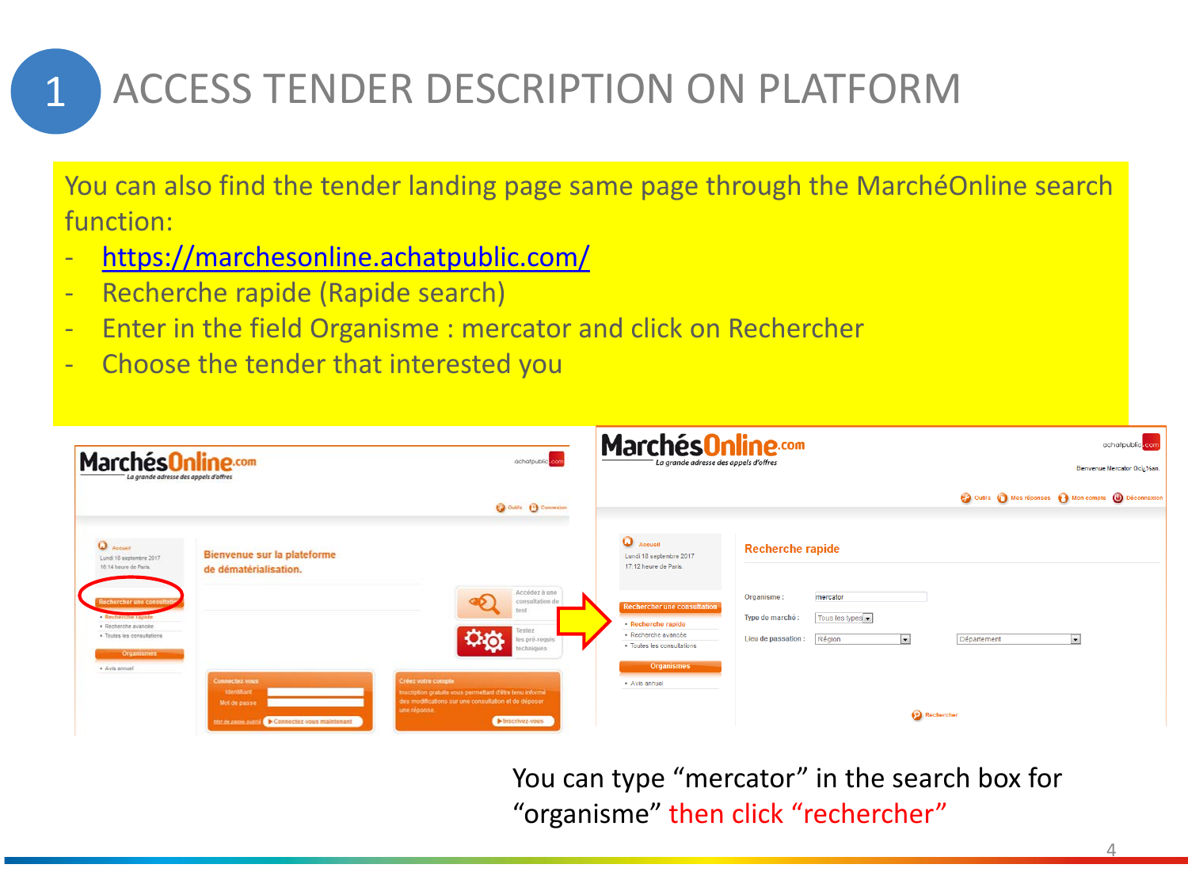# 1 ACCESS TENDER DESCRIPTION ON PLATFORM

You can also find the tender landing page same page through the MarchéOnline search function:

- https://marchesonline.achatpublic.com/
- Recherche rapide (Rapide search)
- Enter in the field Organisme : mercator and click on Rechercher
- Choose the tender that interested you

You can type “mercator” in the search box for “organisme” then click “rechercher”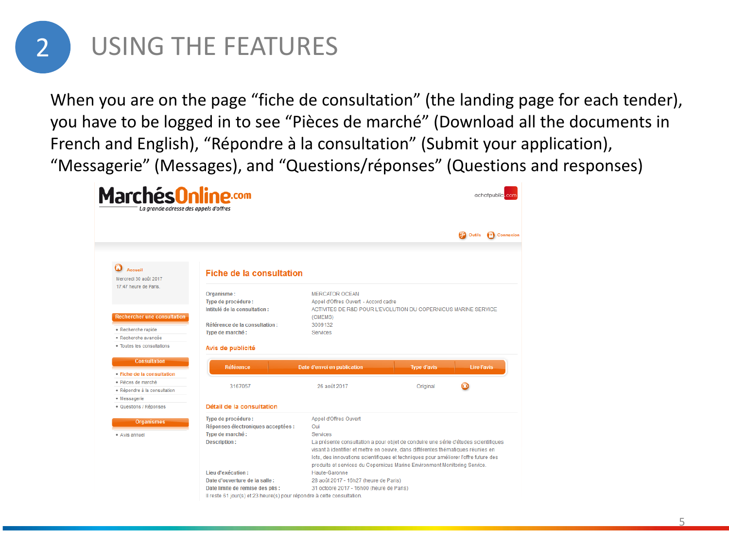# 2 USING THE FEATURES

When you are on the page “fiche de consultation” (the landing page for each tender), you have to be logged in to see “Pièces de marché” (Download all the documents in French and English), “Répondre à la consultation” (Submit your application), “Messagerie” (Messages), and “Questions/réponses” (Questions and responses)

MarchésOnline.com
*La grande adresse des appels d'offres*

achatpublic.com

Outils | Connexion

Accueil
Mercredi 30 août 2017
17:47 heure de Paris.

**Rechercher une consultation**
- Recherche rapide
- Recherche avancée
- Toutes les consultations

**Consultation**
- Fiche de la consultation
- Pièces de marché
- Répondre à la consultation
- Messagerie
- Questions / Réponses

**Organismes**
- Avis annuel

## Fiche de la consultation

**Organisme :** MERCATOR OCEAN
**Type de procédure :** Appel d'Offres Ouvert - Accord cadre
**Intitulé de la consultation :** ACTIVITES DE R&D POUR L'EVOLUTION DU COPERNICUS MARINE SERVICE (CMEMS)
**Référence de la consultation :** 3009132
**Type de marché :** Services

### Avis de publicité

| Référence | Date d'envoi en publication | Type d'avis | Lire l'avis |
|---|---|---|---|
| 3167057 | 26 août 2017 | Original | |

### Détail de la consultation

**Type de procédure :** Appel d'Offres Ouvert
**Réponses électroniques acceptées :** Oui
**Type de marché :** Services
**Description :** La présente consultation a pour objet de conduire une série d'études scientifiques visant à identifier et mettre en oeuvre, dans différentes thématiques réunies en lots, des innovations scientifiques et techniques pour améliorer l'offre future des produits et services du Copernicus Marine Environment Monitoring Service.
**Lieu d'exécution :** Haute-Garonne
**Date d'ouverture de la salle :** 28 août 2017 - 10h27 (heure de Paris)
**Date limite de remise des plis :** 31 octobre 2017 - 16h00 (heure de Paris)
Il reste 61 jour(s) et 23 heure(s) pour répondre à cette consultation.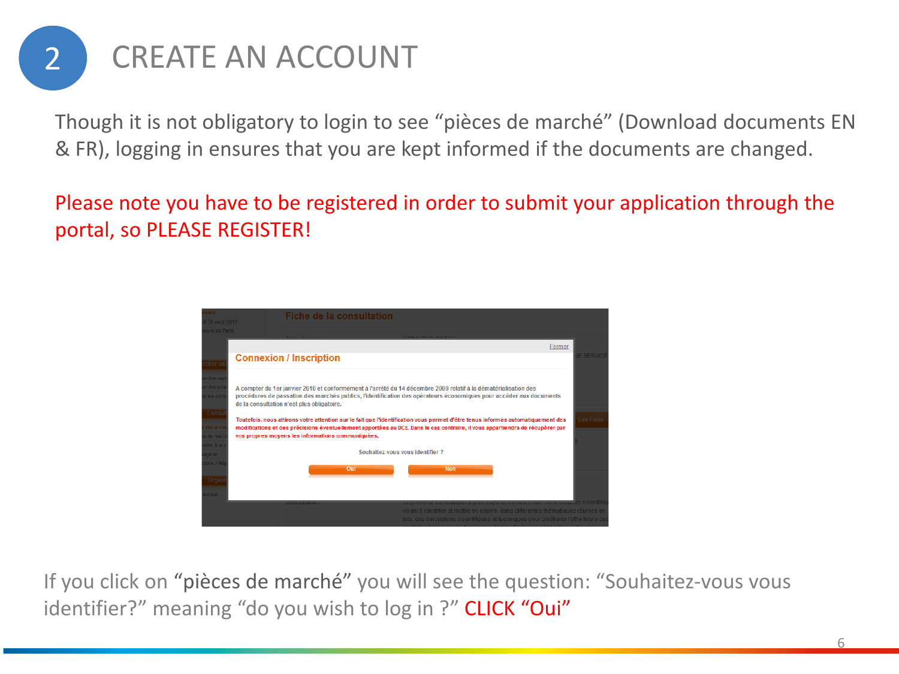# 2 CREATE AN ACCOUNT

Though it is not obligatory to login to see “pièces de marché” (Download documents EN & FR), logging in ensures that you are kept informed if the documents are changed.

Please note you have to be registered in order to submit your application through the portal, so PLEASE REGISTER!

If you click on “pièces de marché” you will see the question: “Souhaitez-vous vous identifier?” meaning “do you wish to log in ?” CLICK “Oui”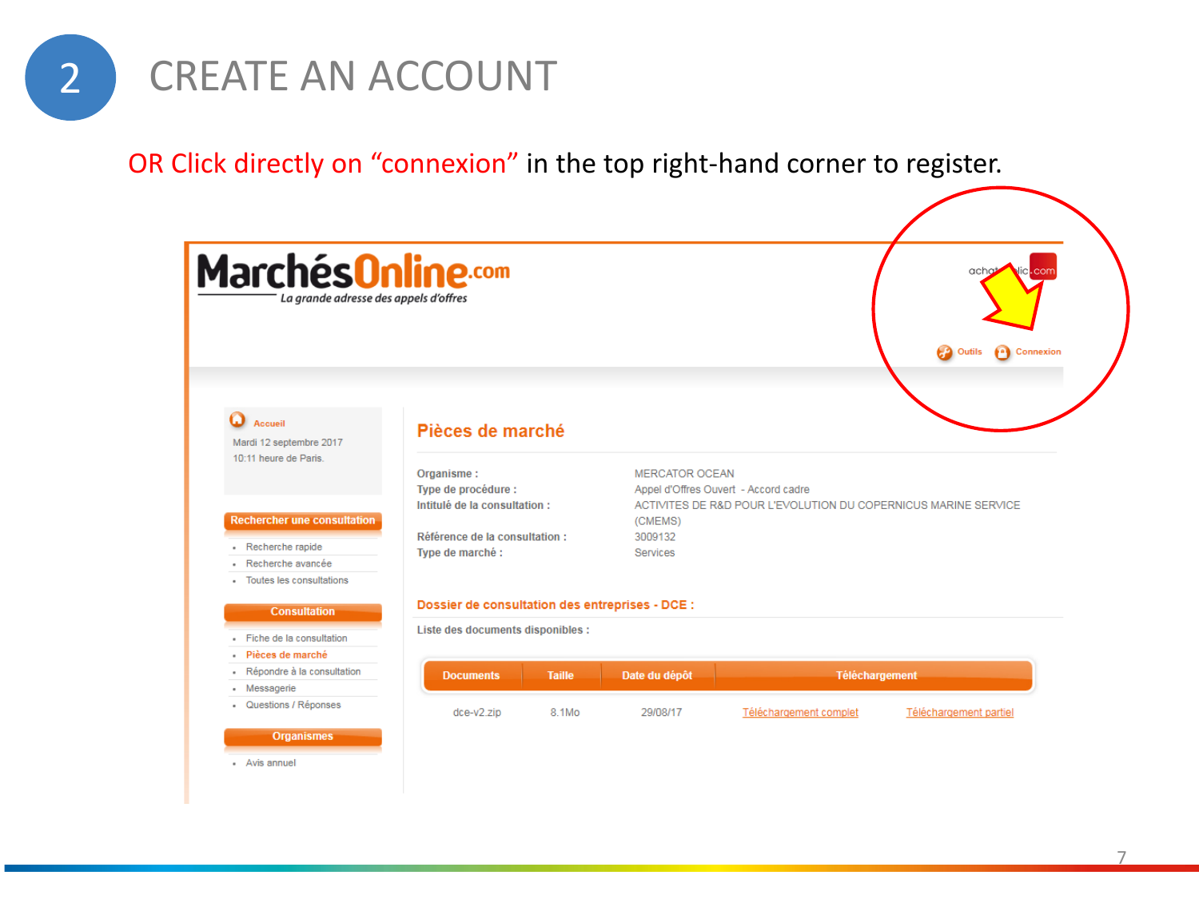# 2 CREATE AN ACCOUNT

OR Click directly on "connexion" in the top right-hand corner to register.

**MarchésOnline.com**
*La grande adresse des appels d'offres*

Outils | Connexion

Accueil
Mardi 12 septembre 2017
10:11 heure de Paris.

**Rechercher une consultation**

- Recherche rapide
- Recherche avancée
- Toutes les consultations

**Consultation**

- Fiche de la consultation
- Pièces de marché
- Répondre à la consultation
- Messagerie
- Questions / Réponses

**Organismes**

- Avis annuel

## Pièces de marché

**Organisme :** MERCATOR OCEAN
**Type de procédure :** Appel d'Offres Ouvert - Accord cadre
**Intitulé de la consultation :** ACTIVITES DE R&D POUR L'EVOLUTION DU COPERNICUS MARINE SERVICE (CMEMS)
**Référence de la consultation :** 3009132
**Type de marché :** Services

### Dossier de consultation des entreprises - DCE :

**Liste des documents disponibles :**

| Documents | Taille | Date du dépôt | Téléchargement | |
|---|---|---|---|---|
| dce-v2.zip | 8.1Mo | 29/08/17 | Téléchargement complet | Téléchargement partiel |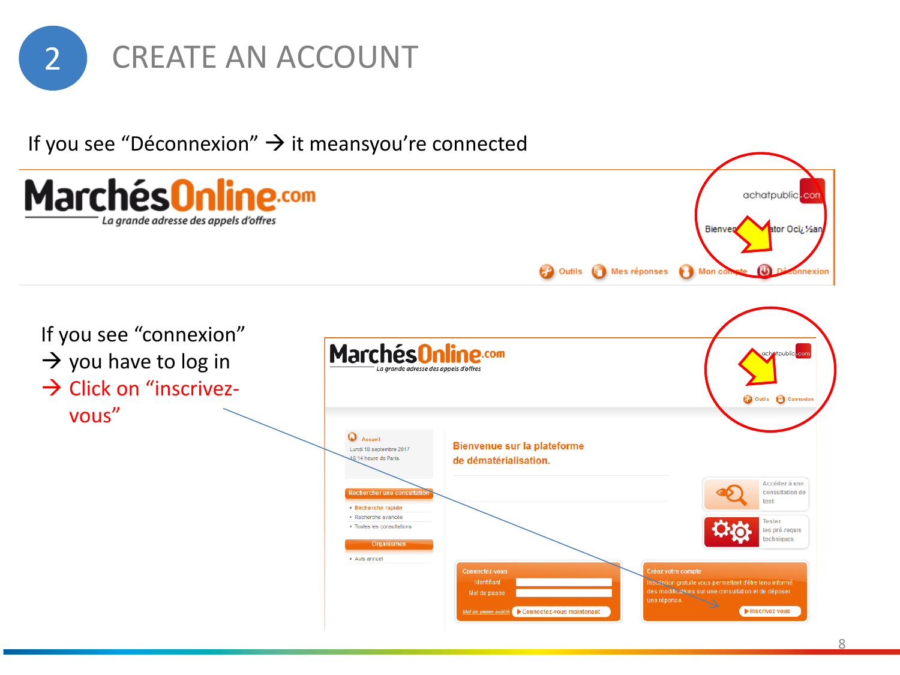# 2 CREATE AN ACCOUNT

If you see “Déconnexion” → it meansyou’re connected

If you see “connexion”

→ you have to log in

→ Click on “inscrivez-vous”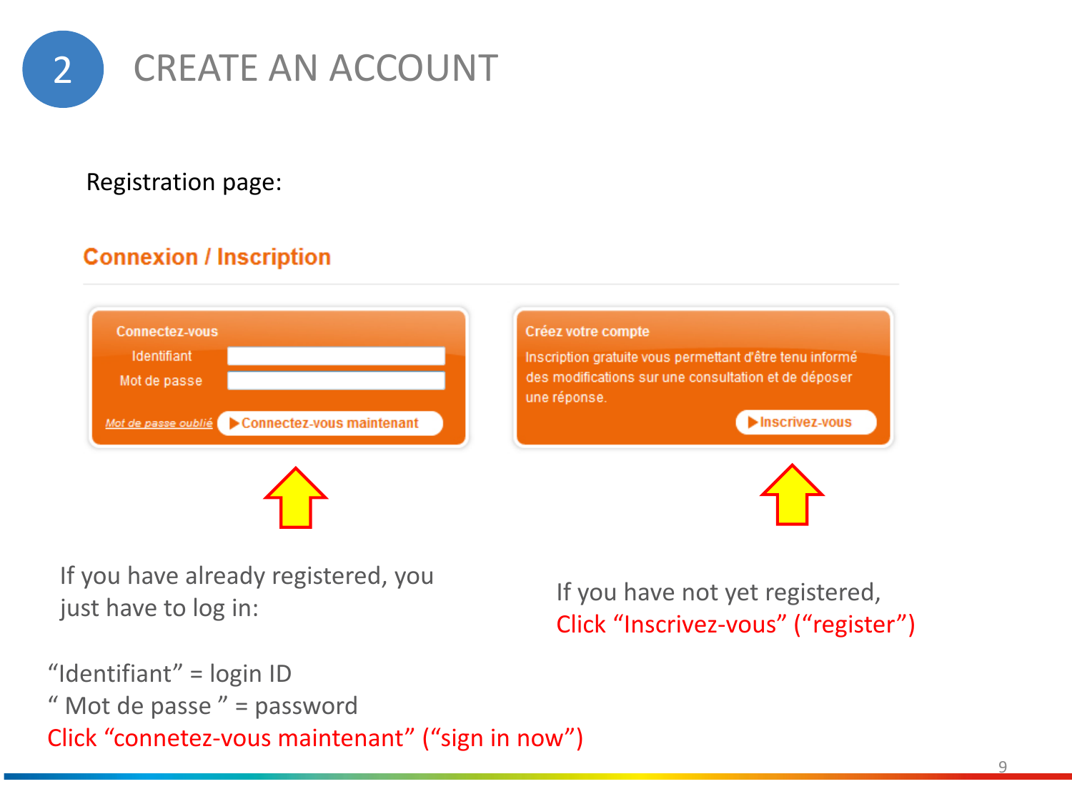# 2 CREATE AN ACCOUNT

Registration page:

**Connexion / Inscription**

**Connectez-vous**

Identifiant

Mot de passe

*Mot de passe oublié* ▶ Connectez-vous maintenant

**Créez votre compte**

Inscription gratuite vous permettant d'être tenu informé des modifications sur une consultation et de déposer une réponse.

▶ Inscrivez-vous

If you have already registered, you just have to log in:

"Identifiant" = login ID
" Mot de passe " = password
Click "connetez-vous maintenant" ("sign in now")

If you have not yet registered,
Click "Inscrivez-vous" ("register")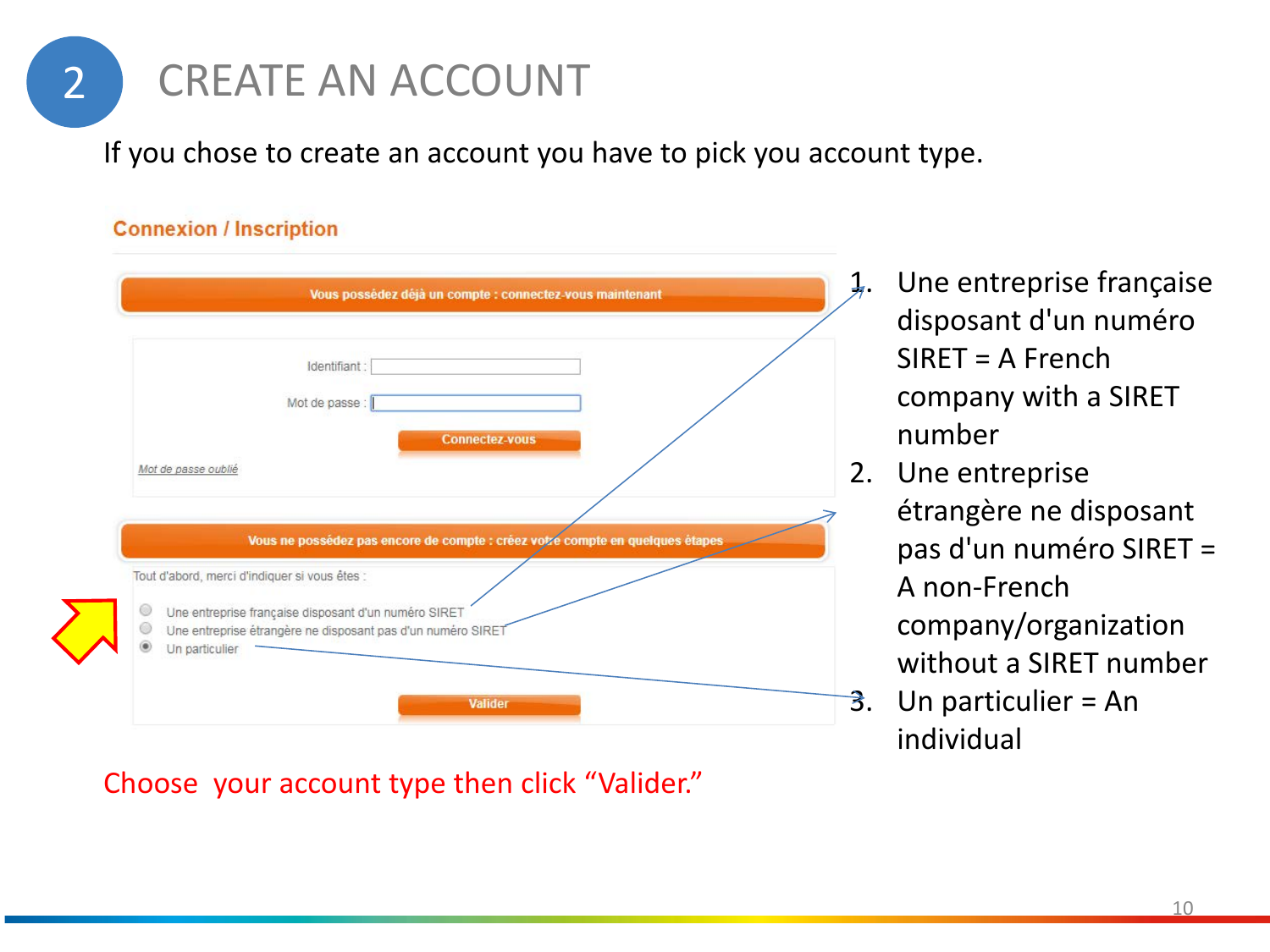# 2 CREATE AN ACCOUNT

If you chose to create an account you have to pick you account type.

**Connexion / Inscription**

Vous possédez déjà un compte : connectez-vous maintenant

Identifiant :

Mot de passe :

Connectez-vous

*Mot de passe oublié*

Vous ne possédez pas encore de compte : créez votre compte en quelques étapes

Tout d'abord, merci d'indiquer si vous êtes :

- Une entreprise française disposant d'un numéro SIRET
- Une entreprise étrangère ne disposant pas d'un numéro SIRET
- Un particulier

Valider

1. Une entreprise française disposant d'un numéro SIRET = A French company with a SIRET number
2. Une entreprise étrangère ne disposant pas d'un numéro SIRET = A non-French company/organization without a SIRET number
3. Un particulier = An individual

Choose your account type then click “Valider.”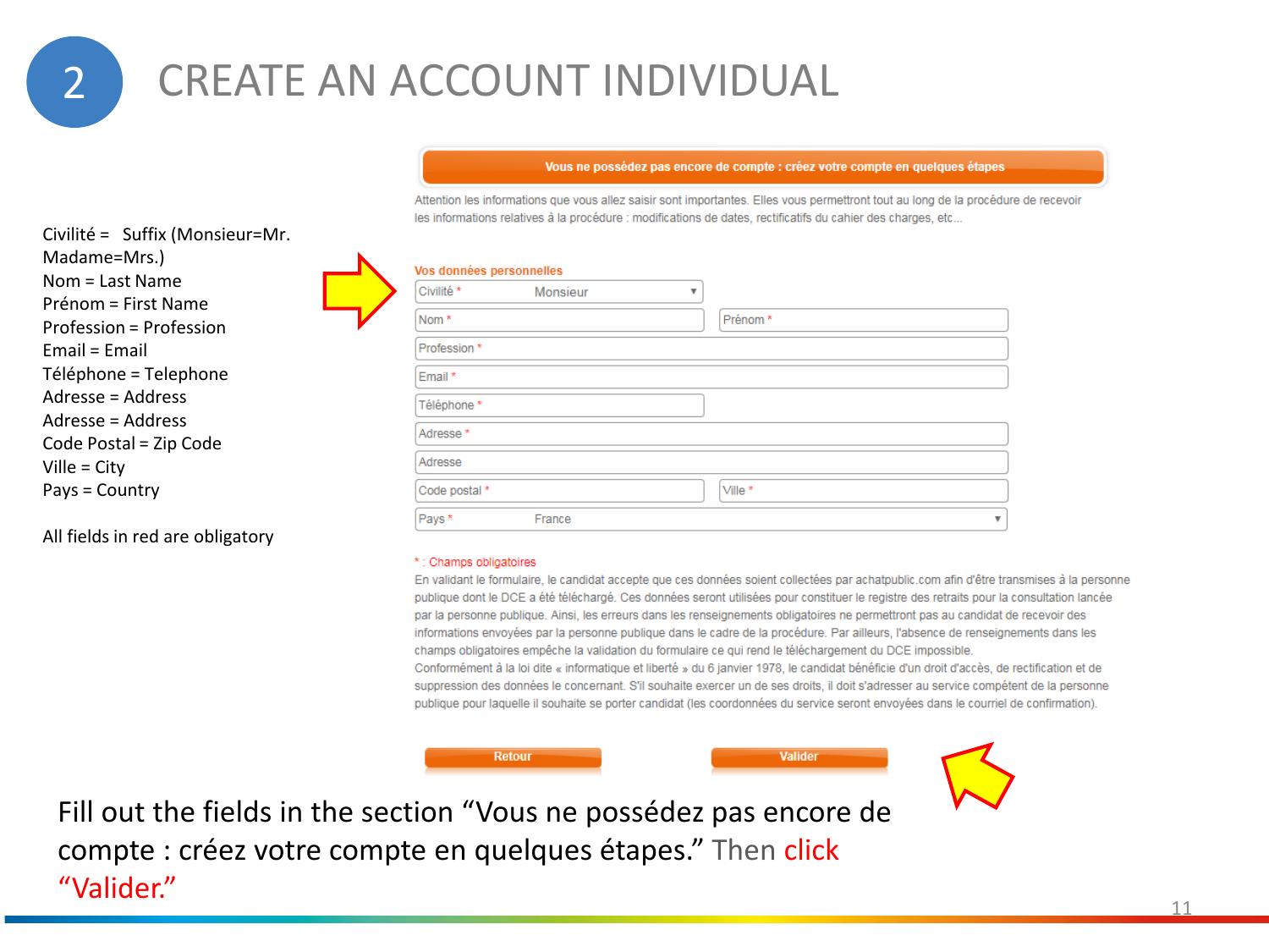# 2 CREATE AN ACCOUNT INDIVIDUAL

Civilité = Suffix (Monsieur=Mr. Madame=Mrs.)
Nom = Last Name
Prénom = First Name
Profession = Profession
Email = Email
Téléphone = Telephone
Adresse = Address
Adresse = Address
Code Postal = Zip Code
Ville = City
Pays = Country

All fields in red are obligatory

**Vous ne possédez pas encore de compte : créez votre compte en quelques étapes**

Attention les informations que vous allez saisir sont importantes. Elles vous permettront tout au long de la procédure de recevoir les informations relatives à la procédure : modifications de dates, rectificatifs du cahier des charges, etc...

Vos données personnelles

- Civilité * Monsieur
- Nom *
- Prénom *
- Profession *
- Email *
- Téléphone *
- Adresse *
- Adresse
- Code postal *
- Ville *
- Pays * France

* : Champs obligatoires

En validant le formulaire, le candidat accepte que ces données soient collectées par achatpublic.com afin d'être transmises à la personne publique dont le DCE a été téléchargé. Ces données seront utilisées pour constituer le registre des retraits pour la consultation lancée par la personne publique. Ainsi, les erreurs dans les renseignements obligatoires ne permettront pas au candidat de recevoir des informations envoyées par la personne publique dans le cadre de la procédure. Par ailleurs, l'absence de renseignements dans les champs obligatoires empêche la validation du formulaire ce qui rend le téléchargement du DCE impossible.
Conformément à la loi dite « informatique et liberté » du 6 janvier 1978, le candidat bénéficie d'un droit d'accès, de rectification et de suppression des données le concernant. S'il souhaite exercer un de ses droits, il doit s'adresser au service compétent de la personne publique pour laquelle il souhaite se porter candidat (les coordonnées du service seront envoyées dans le courriel de confirmation).

Retour | Valider

Fill out the fields in the section "Vous ne possédez pas encore de compte : créez votre compte en quelques étapes." Then click "Valider."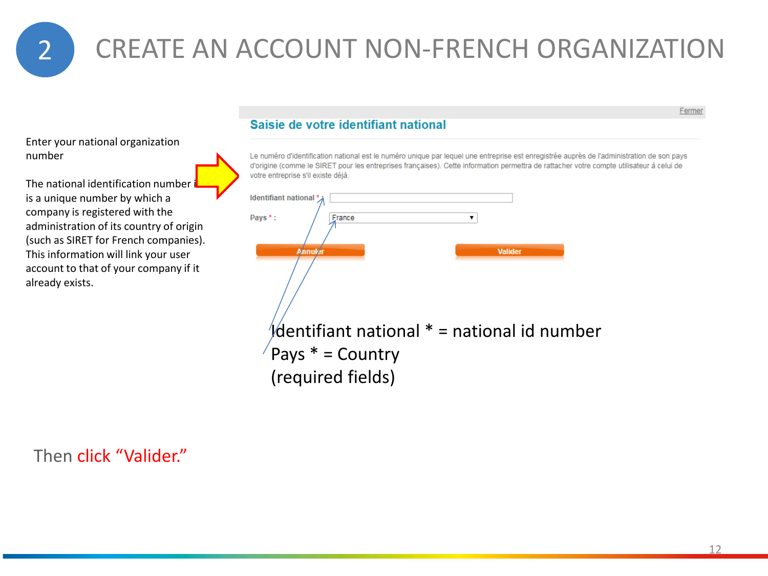# 2 CREATE AN ACCOUNT NON-FRENCH ORGANIZATION

Enter your national organization number

The national identification number is a unique number by which a company is registered with the administration of its country of origin (such as SIRET for French companies). This information will link your user account to that of your company if it already exists.

Fermer

## Saisie de votre identifiant national

Le numéro d'identification national est le numéro unique par lequel une entreprise est enregistrée auprès de l'administration de son pays d'origine (comme le SIRET pour les entreprises françaises). Cette information permettra de rattacher votre compte utilisateur à celui de votre entreprise s'il existe déjà.

Identifiant national * :

Pays * : France

Annuler | Valider

Identifiant national * = national id number
Pays * = Country
(required fields)

Then click "Valider."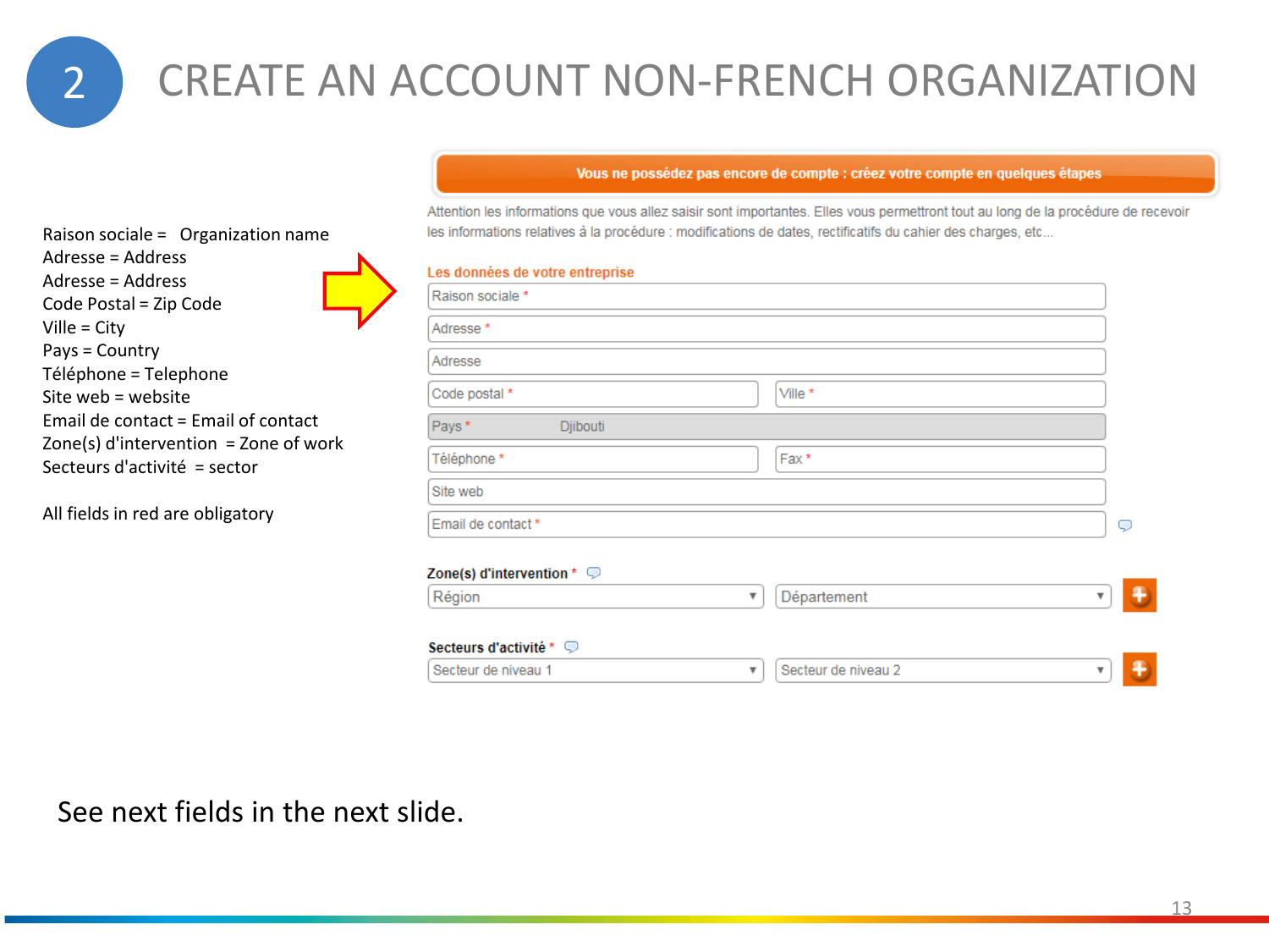# 2 CREATE AN ACCOUNT NON-FRENCH ORGANIZATION

Raison sociale = Organization name
Adresse = Address
Adresse = Address
Code Postal = Zip Code
Ville = City
Pays = Country
Téléphone = Telephone
Site web = website
Email de contact = Email of contact
Zone(s) d'intervention = Zone of work
Secteurs d'activité = sector

All fields in red are obligatory

**Vous ne possédez pas encore de compte : créez votre compte en quelques étapes**

Attention les informations que vous allez saisir sont importantes. Elles vous permettront tout au long de la procédure de recevoir les informations relatives à la procédure : modifications de dates, rectificatifs du cahier des charges, etc...

**Les données de votre entreprise**

- Raison sociale *
- Adresse *
- Adresse
- Code postal * | Ville *
- Pays * Djibouti
- Téléphone * | Fax *
- Site web
- Email de contact *

**Zone(s) d'intervention** *

Région | Département

**Secteurs d'activité** *

Secteur de niveau 1 | Secteur de niveau 2

See next fields in the next slide.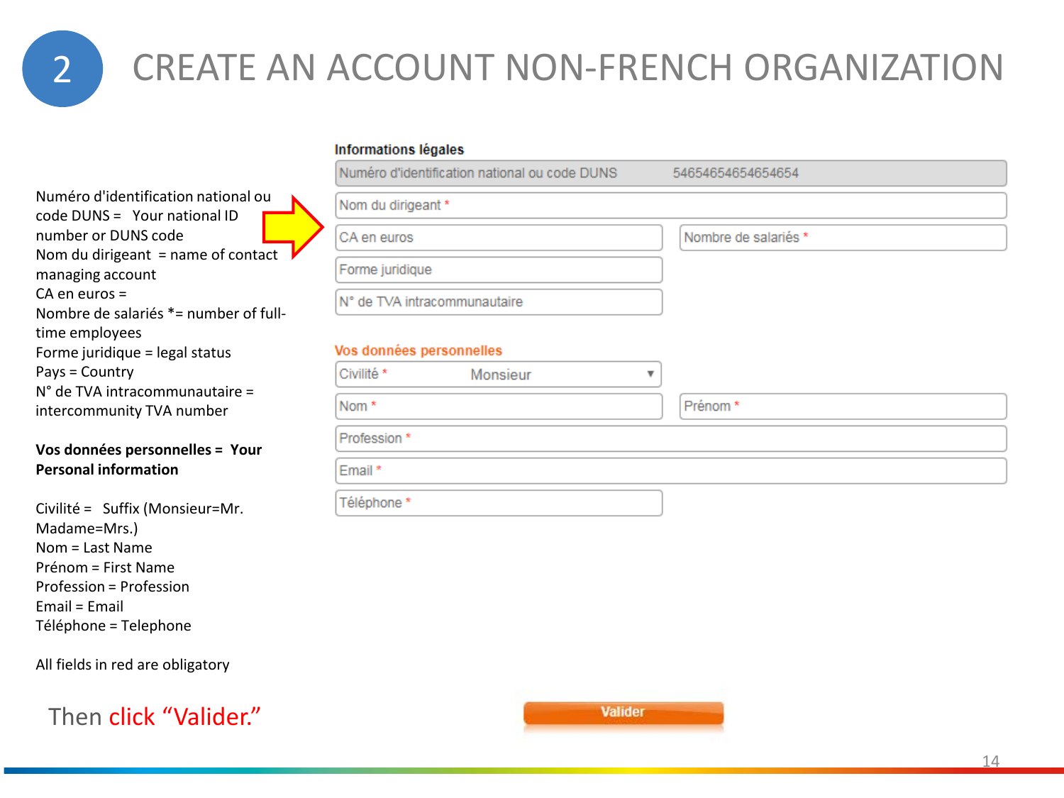# 2 CREATE AN ACCOUNT NON-FRENCH ORGANIZATION

Numéro d'identification national ou code DUNS = Your national ID number or DUNS code
Nom du dirigeant = name of contact managing account
CA en euros =
Nombre de salariés *= number of full-time employees
Forme juridique = legal status
Pays = Country
N° de TVA intracommunautaire = intercommunity TVA number

**Vos données personnelles = Your Personal information**

Civilité = Suffix (Monsieur=Mr. Madame=Mrs.)
Nom = Last Name
Prénom = First Name
Profession = Profession
Email = Email
Téléphone = Telephone

All fields in red are obligatory

**Informations légales**

Numéro d'identification national ou code DUNS 54654654654654654

Nom du dirigeant *

CA en euros

Nombre de salariés *

Forme juridique

N° de TVA intracommunautaire

**Vos données personnelles**

Civilité * Monsieur

Nom *

Prénom *

Profession *

Email *

Téléphone *

Then click "Valider."

Valider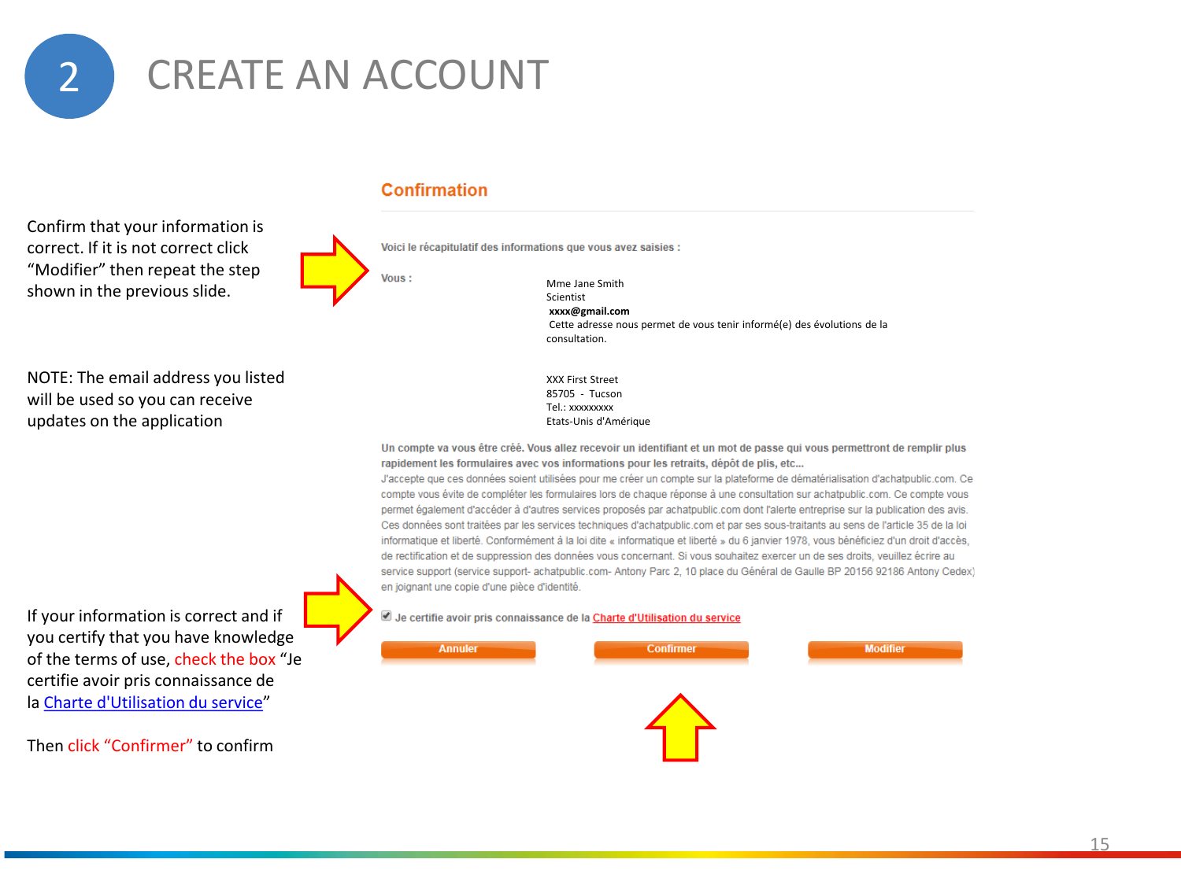# 2 CREATE AN ACCOUNT

Confirm that your information is correct. If it is not correct click "Modifier" then repeat the step shown in the previous slide.

NOTE: The email address you listed will be used so you can receive updates on the application

If your information is correct and if you certify that you have knowledge of the terms of use, check the box "Je certifie avoir pris connaissance de la Charte d'Utilisation du service"

Then click "Confirmer" to confirm

## Confirmation

Voici le récapitulatif des informations que vous avez saisies :

Vous :

Mme Jane Smith
Scientist
**xxxx@gmail.com**
Cette adresse nous permet de vous tenir informé(e) des évolutions de la consultation.

XXX First Street
85705 - Tucson
Tel.: xxxxxxxxx
Etats-Unis d'Amérique

**Un compte va vous être créé. Vous allez recevoir un identifiant et un mot de passe qui vous permettront de remplir plus rapidement les formulaires avec vos informations pour les retraits, dépôt de plis, etc...**

J'accepte que ces données soient utilisées pour me créer un compte sur la plateforme de dématérialisation d'achatpublic.com. Ce compte vous évite de compléter les formulaires lors de chaque réponse à une consultation sur achatpublic.com. Ce compte vous permet également d'accéder à d'autres services proposés par achatpublic.com dont l'alerte entreprise sur la publication des avis. Ces données sont traitées par les services techniques d'achatpublic.com et par ses sous-traitants au sens de l'article 35 de la loi informatique et liberté. Conformément à la loi dite « informatique et liberté » du 6 janvier 1978, vous bénéficiez d'un droit d'accès, de rectification et de suppression des données vous concernant. Si vous souhaitez exercer un de ses droits, veuillez écrire au service support (service support- achatpublic.com- Antony Parc 2, 10 place du Général de Gaulle BP 20156 92186 Antony Cedex) en joignant une copie d'une pièce d'identité.

☑ Je certifie avoir pris connaissance de la Charte d'Utilisation du service

Annuler | Confirmer | Modifier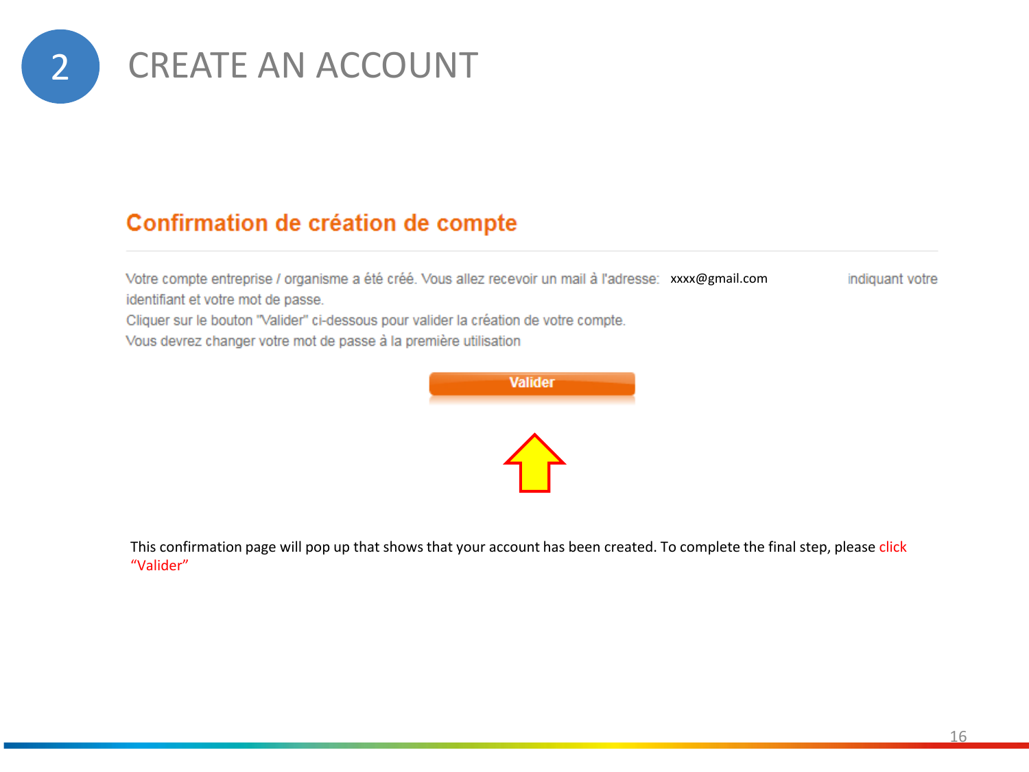# 2 CREATE AN ACCOUNT

## Confirmation de création de compte

Votre compte entreprise / organisme a été créé. Vous allez recevoir un mail à l'adresse: xxxx@gmail.com indiquant votre identifiant et votre mot de passe.

Cliquer sur le bouton "Valider" ci-dessous pour valider la création de votre compte.

Vous devrez changer votre mot de passe à la première utilisation

**Valider**

This confirmation page will pop up that shows that your account has been created. To complete the final step, please click "Valider"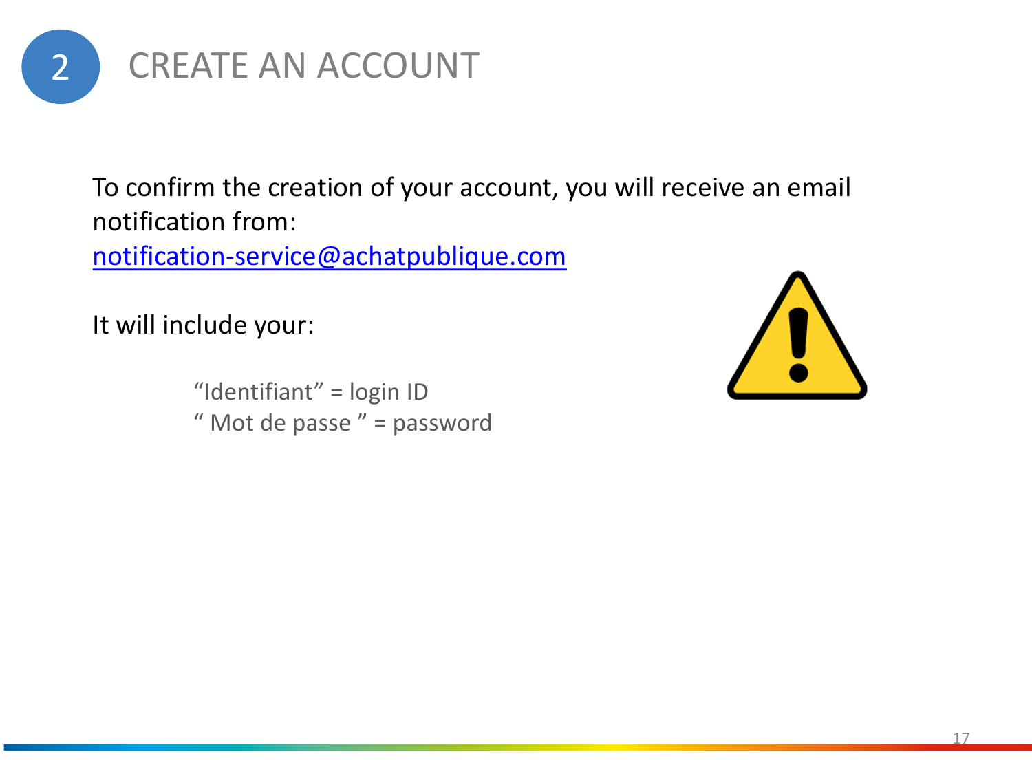# 2 CREATE AN ACCOUNT

To confirm the creation of your account, you will receive an email notification from:
notification-service@achatpublique.com

It will include your:

- “Identifiant” = login ID
- “ Mot de passe ” = password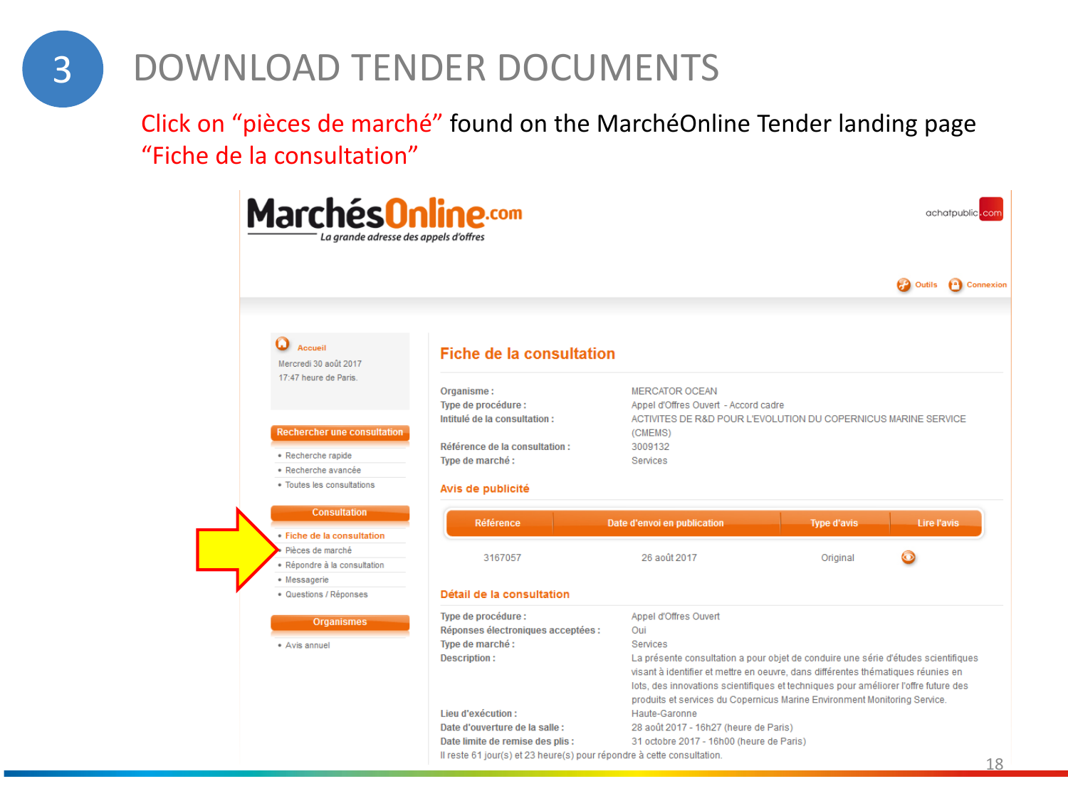# 3 DOWNLOAD TENDER DOCUMENTS

Click on "pièces de marché" found on the MarchéOnline Tender landing page "Fiche de la consultation"

**MarchésOnline.com**
*La grande adresse des appels d'offres*

achatpublic.com

Outils · Connexion

Accueil
Mercredi 30 août 2017
17:47 heure de Paris.

**Rechercher une consultation**
- Recherche rapide
- Recherche avancée
- Toutes les consultations

**Consultation**
- Fiche de la consultation
- Pièces de marché
- Répondre à la consultation
- Messagerie
- Questions / Réponses

**Organismes**
- Avis annuel

## Fiche de la consultation

**Organisme :** MERCATOR OCEAN
**Type de procédure :** Appel d'Offres Ouvert - Accord cadre
**Intitulé de la consultation :** ACTIVITES DE R&D POUR L'EVOLUTION DU COPERNICUS MARINE SERVICE (CMEMS)
**Référence de la consultation :** 3009132
**Type de marché :** Services

### Avis de publicité

| Référence | Date d'envoi en publication | Type d'avis | Lire l'avis |
| --- | --- | --- | --- |
| 3167057 | 26 août 2017 | Original | |

### Détail de la consultation

**Type de procédure :** Appel d'Offres Ouvert
**Réponses électroniques acceptées :** Oui
**Type de marché :** Services
**Description :** La présente consultation a pour objet de conduire une série d'études scientifiques visant à identifier et mettre en oeuvre, dans différentes thématiques réunies en lots, des innovations scientifiques et techniques pour améliorer l'offre future des produits et services du Copernicus Marine Environment Monitoring Service.
**Lieu d'exécution :** Haute-Garonne
**Date d'ouverture de la salle :** 28 août 2017 - 16h27 (heure de Paris)
**Date limite de remise des plis :** 31 octobre 2017 - 16h00 (heure de Paris)
Il reste 61 jour(s) et 23 heure(s) pour répondre à cette consultation.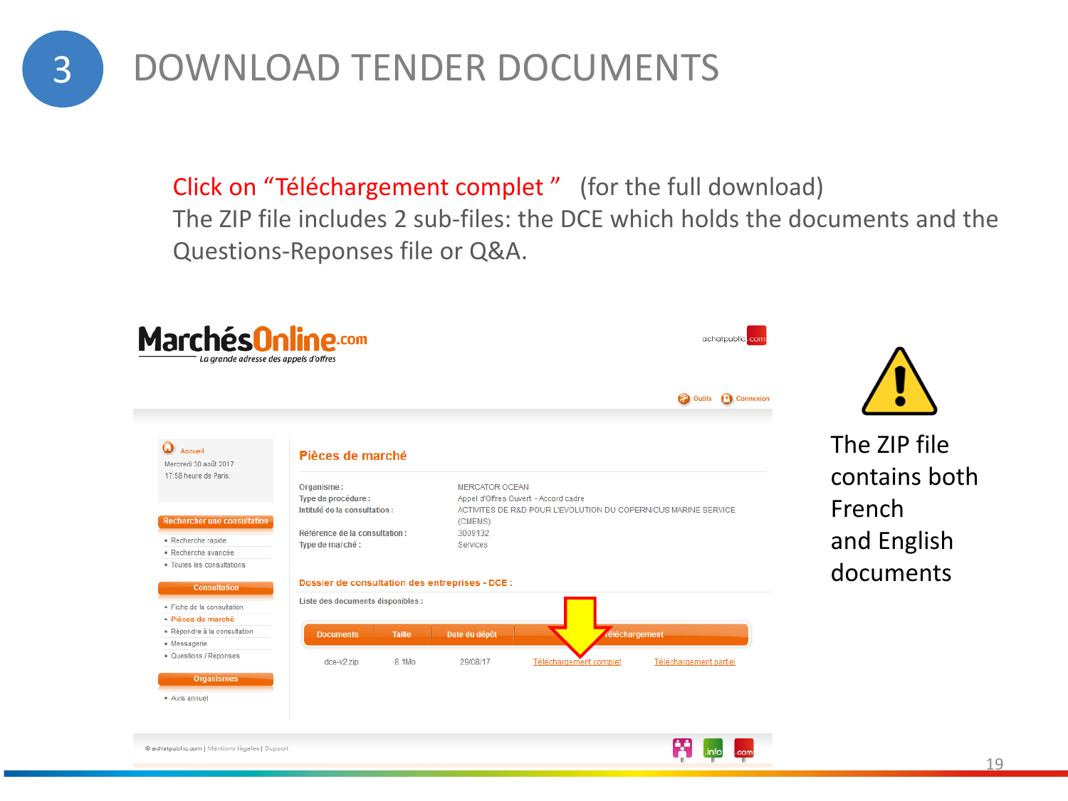# 3 DOWNLOAD TENDER DOCUMENTS

Click on "Téléchargement complet " (for the full download)
The ZIP file includes 2 sub-files: the DCE which holds the documents and the Questions-Reponses file or Q&A.

MarchésOnline.com
La grande adresse des appels d'offres

achatpublic.com

Outils Connexion

Accueil
Mercredi 30 août 2017
17:58 heure de Paris.

Rechercher une consultation
- Recherche rapide
- Recherche avancée
- Toutes les consultations

Consultation
- Fiche de la consultation
- Pièces de marché
- Répondre à la consultation
- Messagerie
- Questions / Réponses

Organismes
- Avis annuel

**Pièces de marché**

**Organisme :** MERCATOR OCEAN
**Type de procédure :** Appel d'Offres Ouvert - Accord cadre
**Intitulé de la consultation :** ACTIVITES DE R&D POUR L'EVOLUTION DU COPERNICUS MARINE SERVICE (CMEMS)
**Référence de la consultation :** 3009132
**Type de marché :** Services

**Dossier de consultation des entreprises - DCE :**

Liste des documents disponibles :

| Documents | Taille | Date du dépôt | Téléchargement | |
|---|---|---|---|---|
| dce-v2.zip | 8.1Mo | 29/08/17 | Téléchargement complet | Téléchargement partiel |

© achatpublic.com | Mentions légales | Support

The ZIP file contains both French and English documents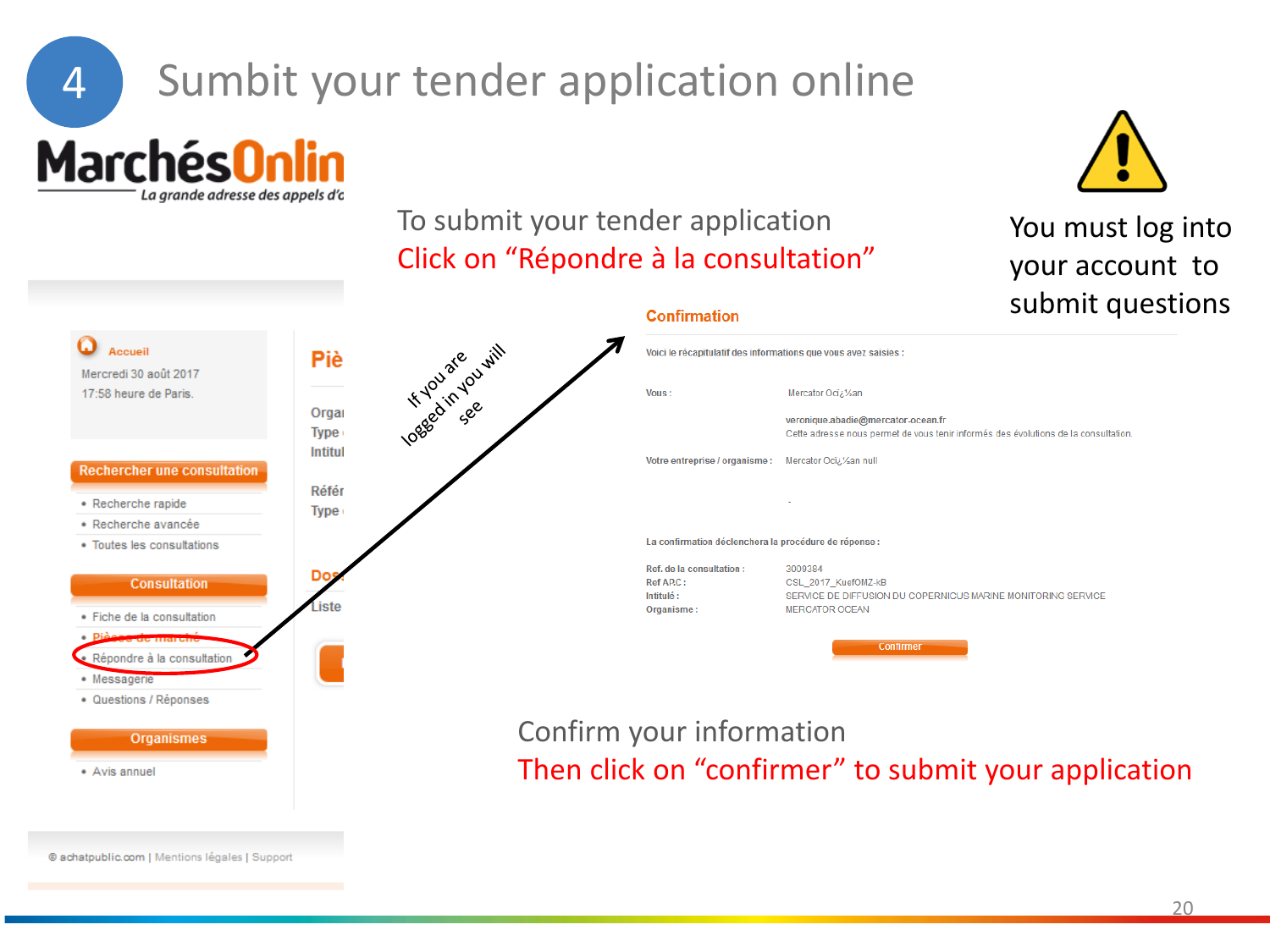# 4 Sumbit your tender application online

MarchésOnlin
La grande adresse des appels d'o

To submit your tender application
Click on "Répondre à la consultation"

You must log into your account to submit questions

Accueil
Mercredi 30 août 2017
17:58 heure de Paris.

Rechercher une consultation
- Recherche rapide
- Recherche avancée
- Toutes les consultations

Consultation
- Fiche de la consultation
- Pièces de marché
- Répondre à la consultation
- Messagerie
- Questions / Réponses

Organismes
- Avis annuel

© achatpublic.com | Mentions légales | Support

If you are logged in you will see

**Confirmation**

Voici le récapitulatif des informations que vous avez saisies :

Vous : Mercator Oci¿½an
veronique.abadie@mercator-ocean.fr
Cette adresse nous permet de vous tenir informés des évolutions de la consultation.

Votre entreprise / organisme : Mercator Oci¿½an null

La confirmation déclenchera la procédure de réponse :

Ref. de la consultation : 3009384
Ref ARC : CSL_2017_KucfOMZ-kB
Intitulé : SERVICE DE DIFFUSION DU COPERNICUS MARINE MONITORING SERVICE
Organisme : MERCATOR OCEAN

Confirmer

Confirm your information
Then click on "confirmer" to submit your application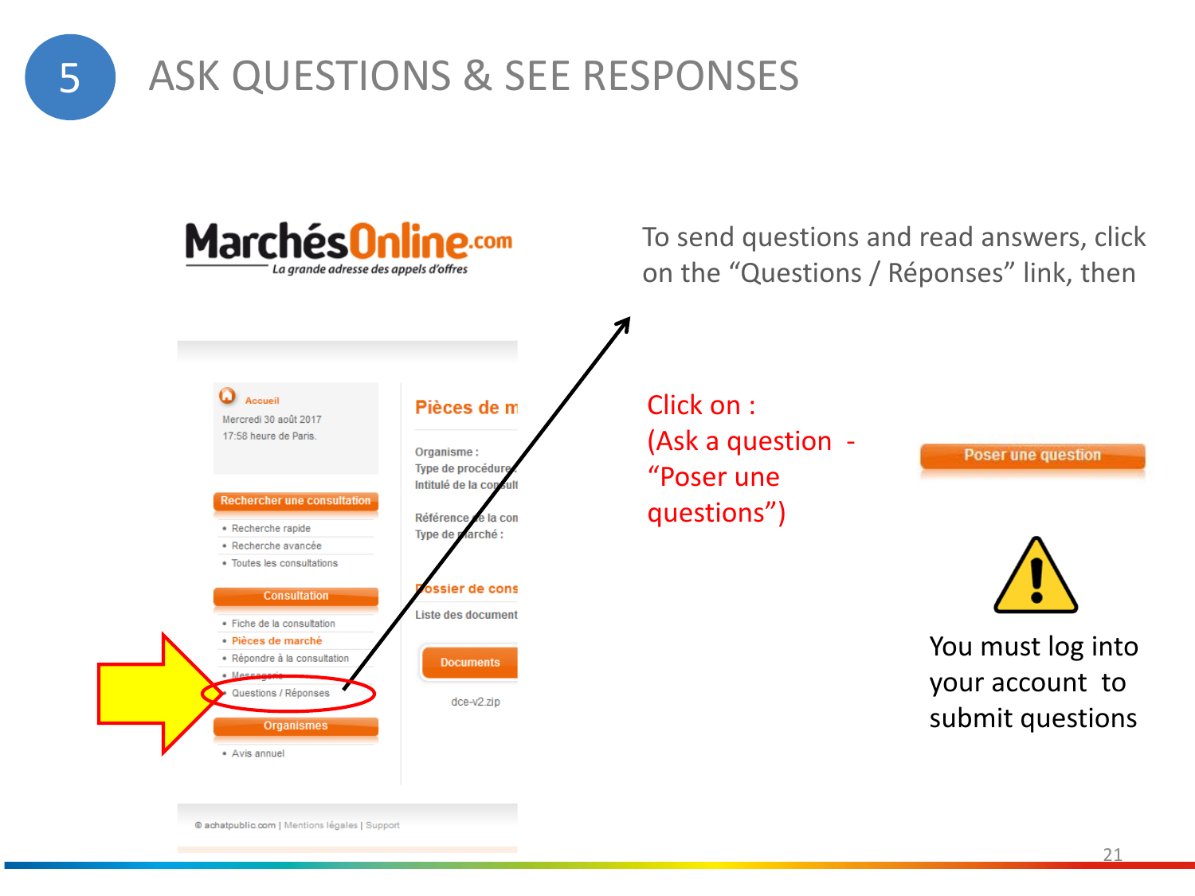# 5 ASK QUESTIONS & SEE RESPONSES

To send questions and read answers, click on the “Questions / Réponses” link, then

Click on :
(Ask a question - “Poser une questions”)

You must log into your account to submit questions